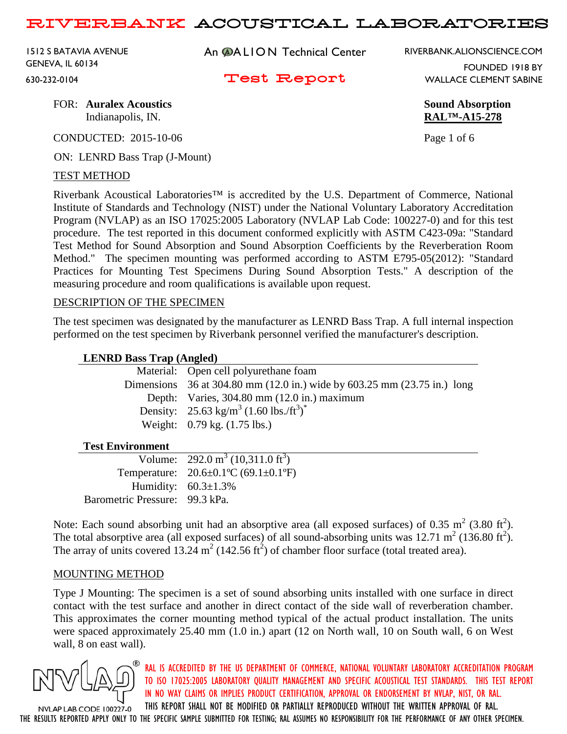# RIVERBANK ACOUSTICAL LABORATORIES

1512 S BATAVIA AVENUE
GENEVA, IL 60134
630-232-0104

An ALION Technical Center

RIVERBANK.ALIONSCIENCE.COM
FOUNDED 1918 BY
WALLACE CLEMENT SABINE

## Test Report

FOR: **Auralex Acoustics**
Indianapolis, IN.

**Sound Absorption**
**RAL™-A15-278**

CONDUCTED: 2015-10-06

ON: LENRD Bass Trap (J-Mount)

### TEST METHOD

Riverbank Acoustical Laboratories™ is accredited by the U.S. Department of Commerce, National Institute of Standards and Technology (NIST) under the National Voluntary Laboratory Accreditation Program (NVLAP) as an ISO 17025:2005 Laboratory (NVLAP Lab Code: 100227-0) and for this test procedure. The test reported in this document conformed explicitly with ASTM C423-09a: "Standard Test Method for Sound Absorption and Sound Absorption Coefficients by the Reverberation Room Method." The specimen mounting was performed according to ASTM E795-05(2012): "Standard Practices for Mounting Test Specimens During Sound Absorption Tests." A description of the measuring procedure and room qualifications is available upon request.

### DESCRIPTION OF THE SPECIMEN

The test specimen was designated by the manufacturer as LENRD Bass Trap. A full internal inspection performed on the test specimen by Riverbank personnel verified the manufacturer's description.

| **LENRD Bass Trap (Angled)** | |
|---|---|
| Material: | Open cell polyurethane foam |
| Dimensions | 36 at 304.80 mm (12.0 in.) wide by 603.25 mm (23.75 in.) long |
| Depth: | Varies, 304.80 mm (12.0 in.) maximum |
| Density: | 25.63 kg/$m^3$ (1.60 lbs./$ft^3$)* |
| Weight: | 0.79 kg. (1.75 lbs.) |

| **Test Environment** | |
|---|---|
| Volume: | 292.0 $m^3$ (10,311.0 $ft^3$) |
| Temperature: | 20.6±0.1ºC (69.1±0.1ºF) |
| Humidity: | 60.3±1.3% |
| Barometric Pressure: | 99.3 kPa. |

Note: Each sound absorbing unit had an absorptive area (all exposed surfaces) of 0.35 $m^2$ (3.80 $ft^2$). The total absorptive area (all exposed surfaces) of all sound-absorbing units was 12.71 $m^2$ (136.80 $ft^2$). The array of units covered 13.24 $m^2$ (142.56 $ft^2$) of chamber floor surface (total treated area).

### MOUNTING METHOD

Type J Mounting: The specimen is a set of sound absorbing units installed with one surface in direct contact with the test surface and another in direct contact of the side wall of reverberation chamber. This approximates the corner mounting method typical of the actual product installation. The units were spaced approximately 25.40 mm (1.0 in.) apart (12 on North wall, 10 on South wall, 6 on West wall, 8 on east wall).

NVLAP LAB CODE 100227-0

RAL IS ACCREDITED BY THE US DEPARTMENT OF COMMERCE, NATIONAL VOLUNTARY LABORATORY ACCREDITATION PROGRAM TO ISO 17025:2005 LABORATORY QUALITY MANAGEMENT AND SPECIFIC ACOUSTICAL TEST STANDARDS. THIS TEST REPORT IN NO WAY CLAIMS OR IMPLIES PRODUCT CERTIFICATION, APPROVAL OR ENDORSEMENT BY NVLAP, NIST, OR RAL. THIS REPORT SHALL NOT BE MODIFIED OR PARTIALLY REPRODUCED WITHOUT THE WRITTEN APPROVAL OF RAL.

THE RESULTS REPORTED APPLY ONLY TO THE SPECIFIC SAMPLE SUBMITTED FOR TESTING; RAL ASSUMES NO RESPONSIBILITY FOR THE PERFORMANCE OF ANY OTHER SPECIMEN.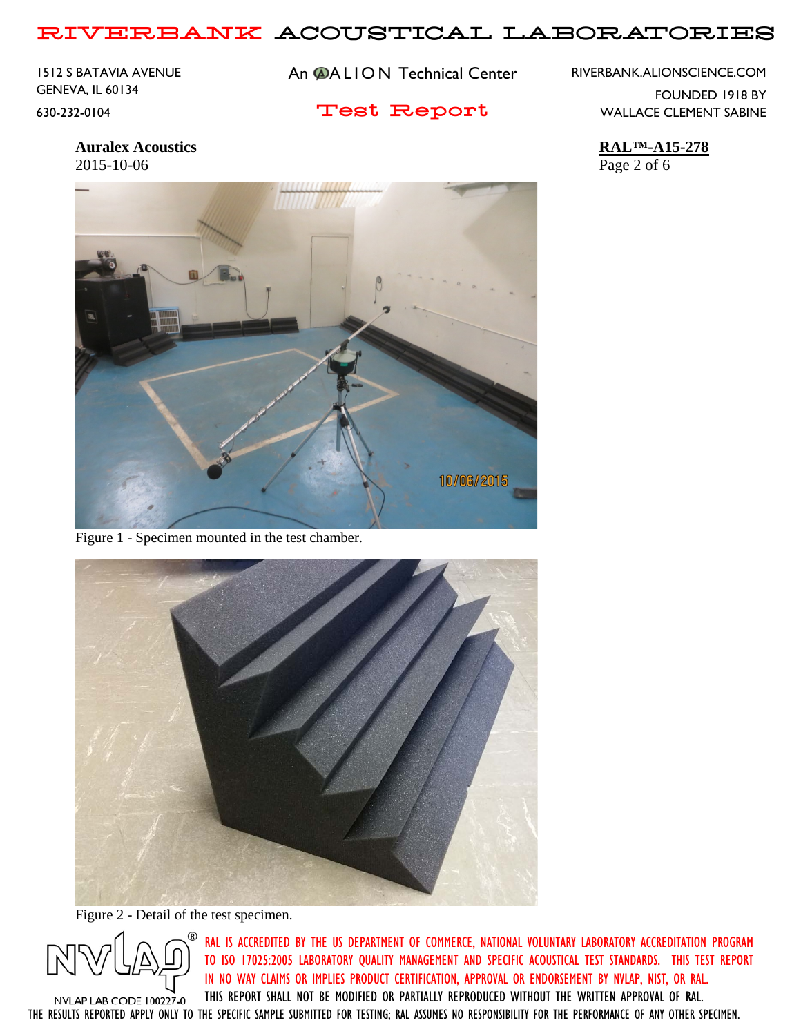**Auralex Acoustics**
2015-10-06

**RAL™-A15-278**

Figure 1 - Specimen mounted in the test chamber.

Figure 2 - Detail of the test specimen.

NVLAP LAB CODE 100227-0

RAL IS ACCREDITED BY THE US DEPARTMENT OF COMMERCE, NATIONAL VOLUNTARY LABORATORY ACCREDITATION PROGRAM TO ISO 17025:2005 LABORATORY QUALITY MANAGEMENT AND SPECIFIC ACOUSTICAL TEST STANDARDS. THIS TEST REPORT IN NO WAY CLAIMS OR IMPLIES PRODUCT CERTIFICATION, APPROVAL OR ENDORSEMENT BY NVLAP, NIST, OR RAL. THIS REPORT SHALL NOT BE MODIFIED OR PARTIALLY REPRODUCED WITHOUT THE WRITTEN APPROVAL OF RAL.
THE RESULTS REPORTED APPLY ONLY TO THE SPECIFIC SAMPLE SUBMITTED FOR TESTING; RAL ASSUMES NO RESPONSIBILITY FOR THE PERFORMANCE OF ANY OTHER SPECIMEN.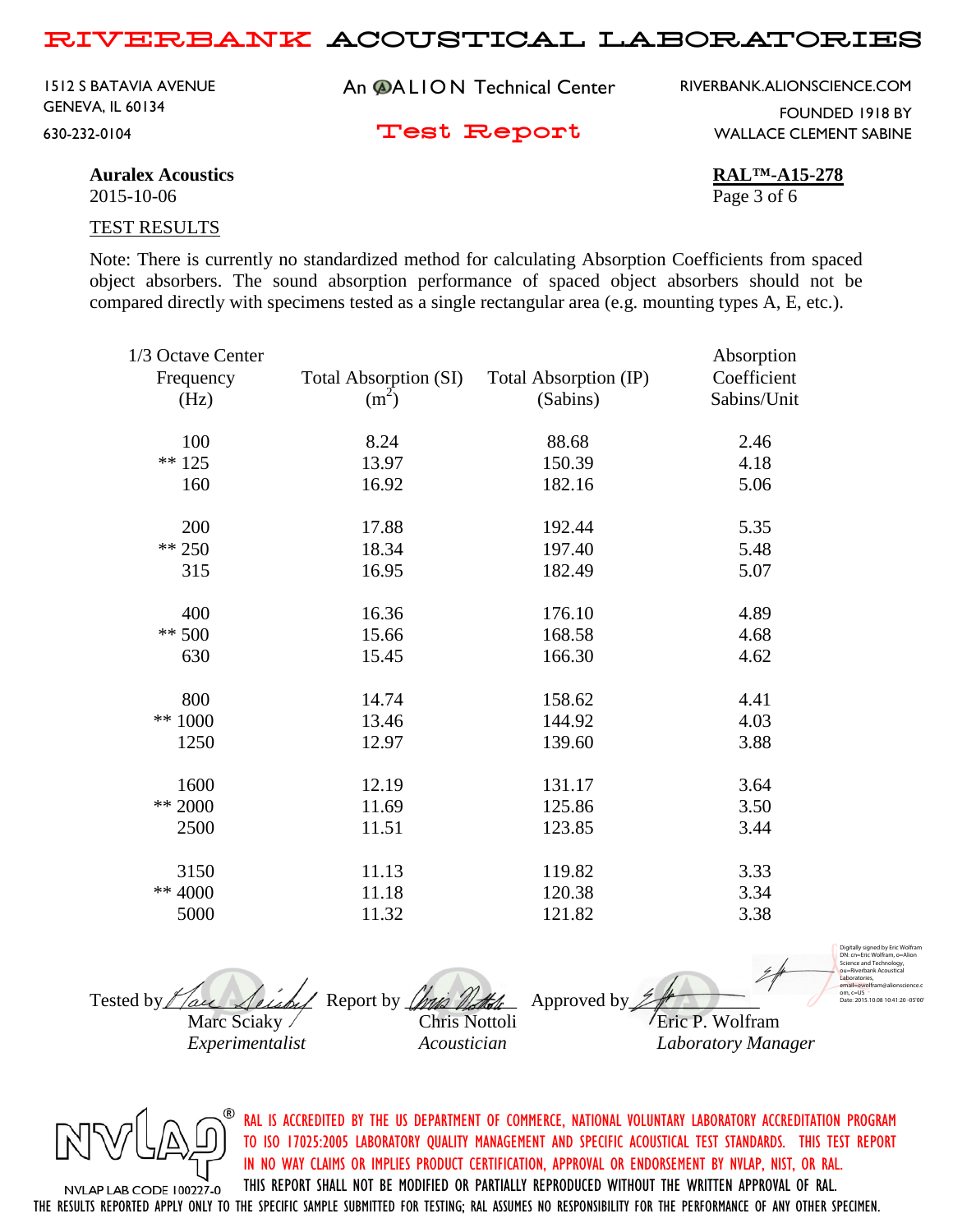**Auralex Acoustics**
2015-10-06

**RAL™-A15-278**

TEST RESULTS

Note: There is currently no standardized method for calculating Absorption Coefficients from spaced object absorbers. The sound absorption performance of spaced object absorbers should not be compared directly with specimens tested as a single rectangular area (e.g. mounting types A, E, etc.).

| 1/3 Octave Center Frequency (Hz) | Total Absorption (SI) ($m^2$) | Total Absorption (IP) (Sabins) | Absorption Coefficient Sabins/Unit |
|---|---|---|---|
| 100 | 8.24 | 88.68 | 2.46 |
| ** 125 | 13.97 | 150.39 | 4.18 |
| 160 | 16.92 | 182.16 | 5.06 |
| 200 | 17.88 | 192.44 | 5.35 |
| ** 250 | 18.34 | 197.40 | 5.48 |
| 315 | 16.95 | 182.49 | 5.07 |
| 400 | 16.36 | 176.10 | 4.89 |
| ** 500 | 15.66 | 168.58 | 4.68 |
| 630 | 15.45 | 166.30 | 4.62 |
| 800 | 14.74 | 158.62 | 4.41 |
| ** 1000 | 13.46 | 144.92 | 4.03 |
| 1250 | 12.97 | 139.60 | 3.88 |
| 1600 | 12.19 | 131.17 | 3.64 |
| ** 2000 | 11.69 | 125.86 | 3.50 |
| 2500 | 11.51 | 123.85 | 3.44 |
| 3150 | 11.13 | 119.82 | 3.33 |
| ** 4000 | 11.18 | 120.38 | 3.34 |
| 5000 | 11.32 | 121.82 | 3.38 |

Tested by Marc Sciaky, *Experimentalist* — Report by Chris Nottoli, *Acoustician* — Approved by Eric P. Wolfram, *Laboratory Manager*

Digitally signed by Eric Wolfram
DN: cn=Eric Wolfram, o=Alion Science and Technology, ou=Riverbank Acoustical Laboratories, email=ewolfram@alionscience.com, c=US
Date: 2015.10.08 10:41:20 -05'00'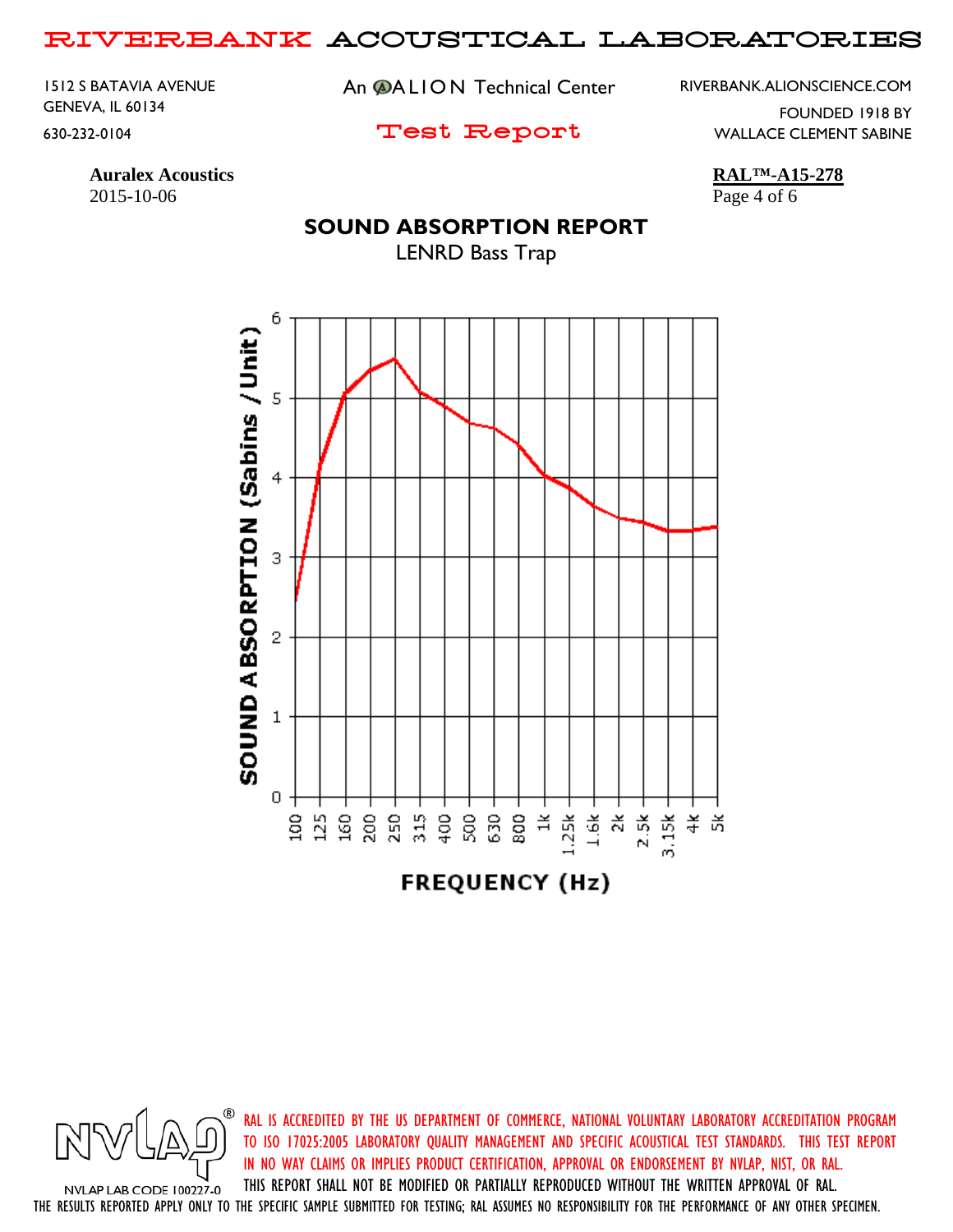**Auralex Acoustics**
2015-10-06

**RAL™-A15-278**

## SOUND ABSORPTION REPORT

LENRD Bass Trap

SOUND ABSORPTION (Sabins / Unit)

FREQUENCY (Hz)

RAL IS ACCREDITED BY THE US DEPARTMENT OF COMMERCE, NATIONAL VOLUNTARY LABORATORY ACCREDITATION PROGRAM TO ISO 17025:2005 LABORATORY QUALITY MANAGEMENT AND SPECIFIC ACOUSTICAL TEST STANDARDS. THIS TEST REPORT IN NO WAY CLAIMS OR IMPLIES PRODUCT CERTIFICATION, APPROVAL OR ENDORSEMENT BY NVLAP, NIST, OR RAL. THIS REPORT SHALL NOT BE MODIFIED OR PARTIALLY REPRODUCED WITHOUT THE WRITTEN APPROVAL OF RAL.

NVLAP LAB CODE 100227-0

THE RESULTS REPORTED APPLY ONLY TO THE SPECIFIC SAMPLE SUBMITTED FOR TESTING; RAL ASSUMES NO RESPONSIBILITY FOR THE PERFORMANCE OF ANY OTHER SPECIMEN.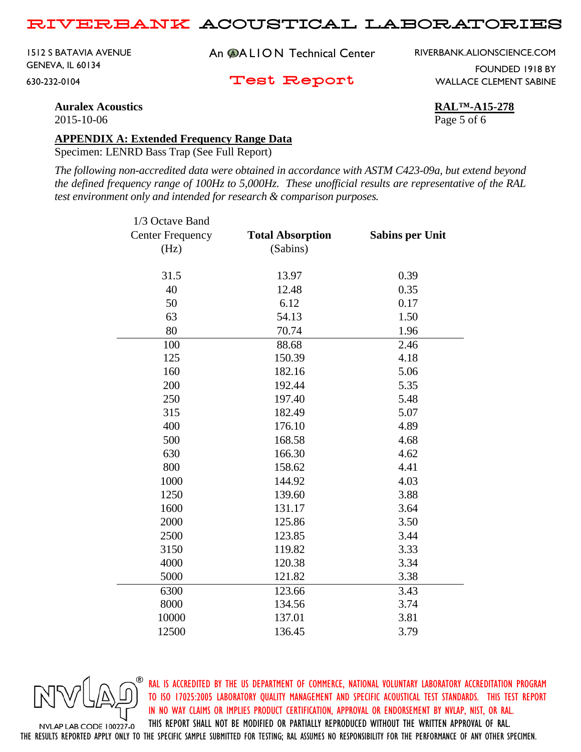**Auralex Acoustics**
2015-10-06

**RAL™-A15-278**

## APPENDIX A: Extended Frequency Range Data

Specimen: LENRD Bass Trap (See Full Report)

*The following non-accredited data were obtained in accordance with ASTM C423-09a, but extend beyond the defined frequency range of 100Hz to 5,000Hz. These unofficial results are representative of the RAL test environment only and intended for research & comparison purposes.*

| 1/3 Octave Band Center Frequency (Hz) | **Total Absorption** (Sabins) | **Sabins per Unit** |
|---|---|---|
| 31.5 | 13.97 | 0.39 |
| 40 | 12.48 | 0.35 |
| 50 | 6.12 | 0.17 |
| 63 | 54.13 | 1.50 |
| 80 | 70.74 | 1.96 |
| 100 | 88.68 | 2.46 |
| 125 | 150.39 | 4.18 |
| 160 | 182.16 | 5.06 |
| 200 | 192.44 | 5.35 |
| 250 | 197.40 | 5.48 |
| 315 | 182.49 | 5.07 |
| 400 | 176.10 | 4.89 |
| 500 | 168.58 | 4.68 |
| 630 | 166.30 | 4.62 |
| 800 | 158.62 | 4.41 |
| 1000 | 144.92 | 4.03 |
| 1250 | 139.60 | 3.88 |
| 1600 | 131.17 | 3.64 |
| 2000 | 125.86 | 3.50 |
| 2500 | 123.85 | 3.44 |
| 3150 | 119.82 | 3.33 |
| 4000 | 120.38 | 3.34 |
| 5000 | 121.82 | 3.38 |
| 6300 | 123.66 | 3.43 |
| 8000 | 134.56 | 3.74 |
| 10000 | 137.01 | 3.81 |
| 12500 | 136.45 | 3.79 |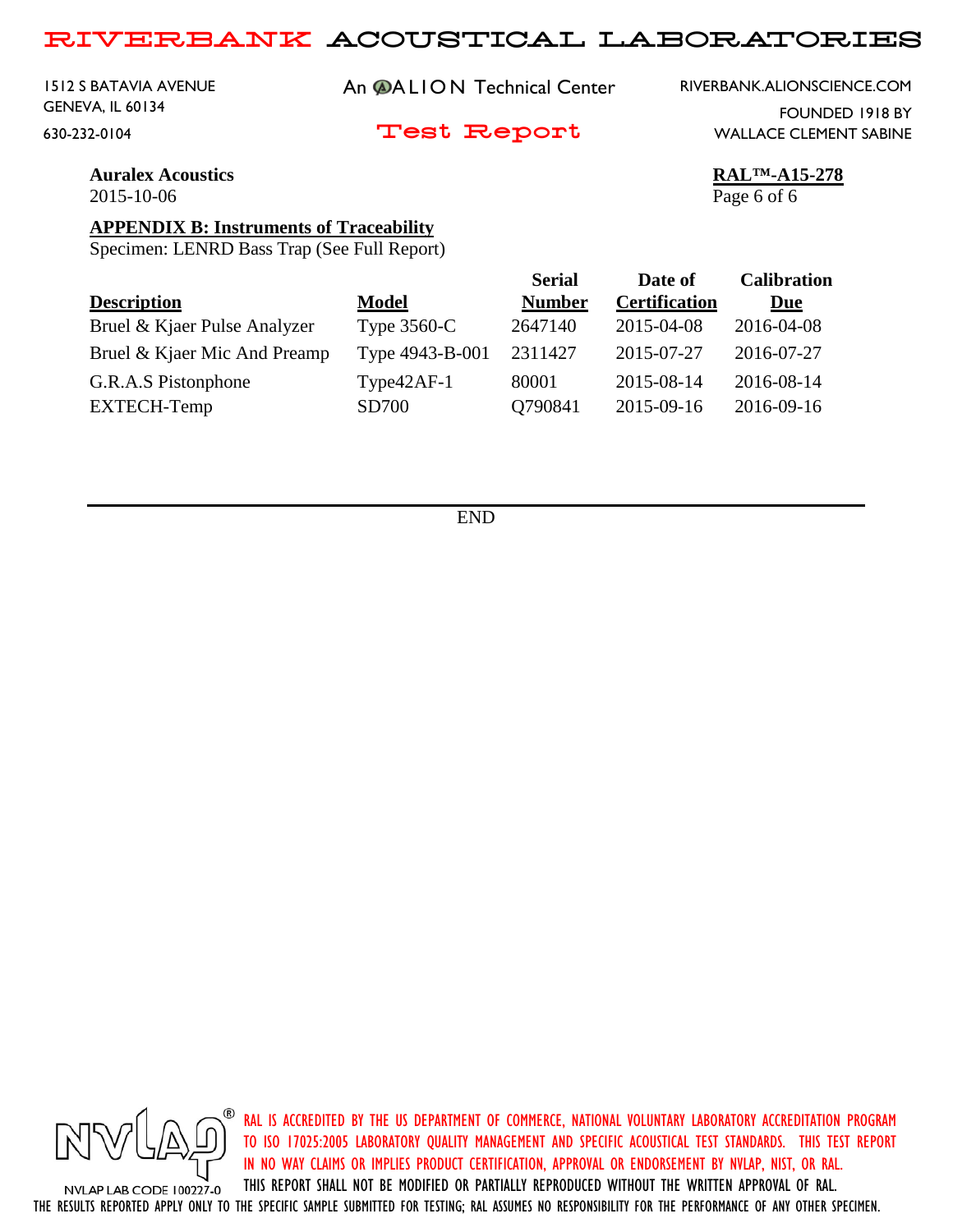**Auralex Acoustics**
2015-10-06

**RAL™-A15-278**

## APPENDIX B: Instruments of Traceability

Specimen: LENRD Bass Trap (See Full Report)

| Description | Model | Serial Number | Date of Certification | Calibration Due |
|---|---|---|---|---|
| Bruel & Kjaer Pulse Analyzer | Type 3560-C | 2647140 | 2015-04-08 | 2016-04-08 |
| Bruel & Kjaer Mic And Preamp | Type 4943-B-001 | 2311427 | 2015-07-27 | 2016-07-27 |
| G.R.A.S Pistonphone | Type42AF-1 | 80001 | 2015-08-14 | 2016-08-14 |
| EXTECH-Temp | SD700 | Q790841 | 2015-09-16 | 2016-09-16 |

---

END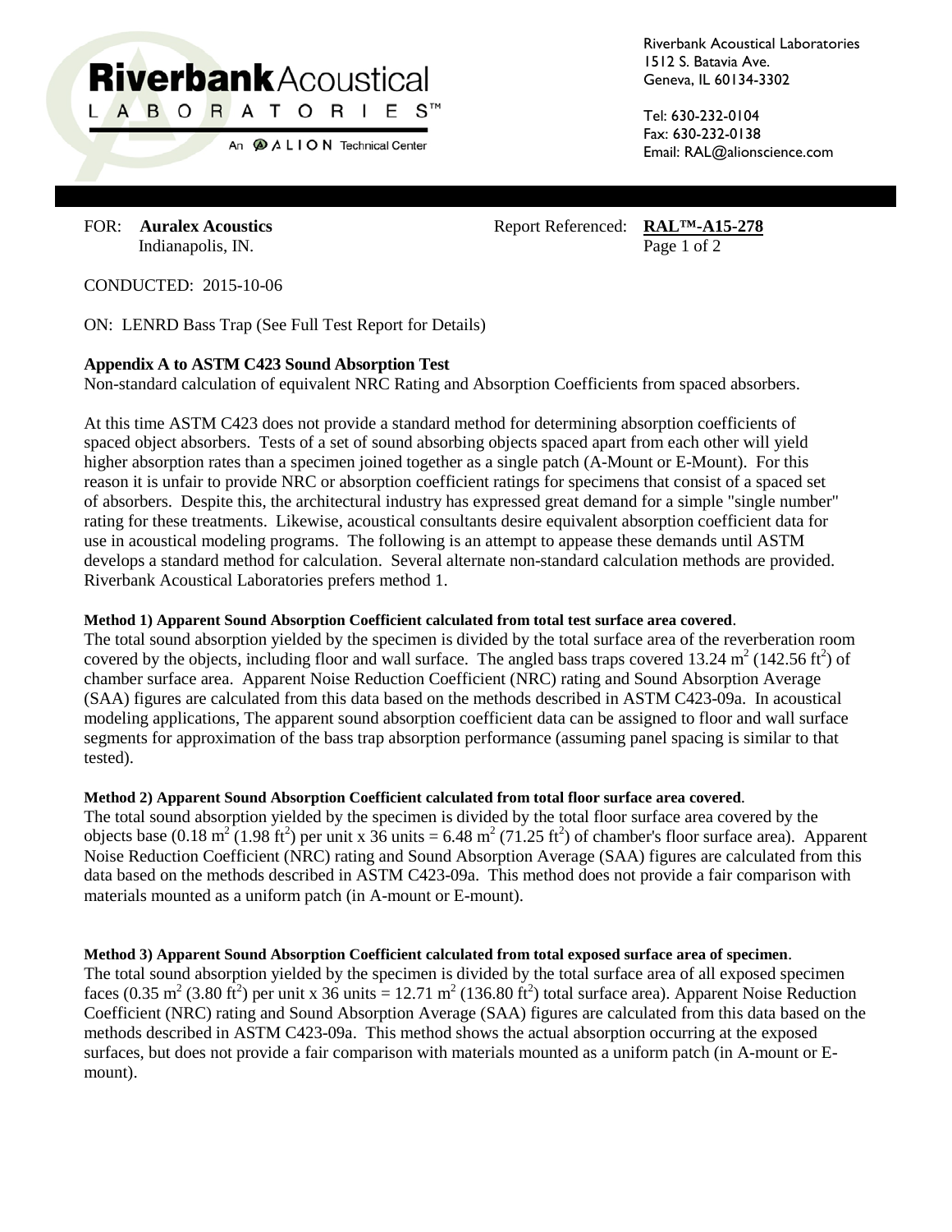Riverbank Acoustical Laboratories
1512 S. Batavia Ave.
Geneva, IL 60134-3302

Tel: 630-232-0104
Fax: 630-232-0138
Email: RAL@alionscience.com

FOR: **Auralex Acoustics**
Indianapolis, IN.

Report Referenced: **RAL™-A15-278**

CONDUCTED: 2015-10-06

ON: LENRD Bass Trap (See Full Test Report for Details)

**Appendix A to ASTM C423 Sound Absorption Test**

Non-standard calculation of equivalent NRC Rating and Absorption Coefficients from spaced absorbers.

At this time ASTM C423 does not provide a standard method for determining absorption coefficients of spaced object absorbers. Tests of a set of sound absorbing objects spaced apart from each other will yield higher absorption rates than a specimen joined together as a single patch (A-Mount or E-Mount). For this reason it is unfair to provide NRC or absorption coefficient ratings for specimens that consist of a spaced set of absorbers. Despite this, the architectural industry has expressed great demand for a simple "single number" rating for these treatments. Likewise, acoustical consultants desire equivalent absorption coefficient data for use in acoustical modeling programs. The following is an attempt to appease these demands until ASTM develops a standard method for calculation. Several alternate non-standard calculation methods are provided. Riverbank Acoustical Laboratories prefers method 1.

**Method 1) Apparent Sound Absorption Coefficient calculated from total test surface area covered**.

The total sound absorption yielded by the specimen is divided by the total surface area of the reverberation room covered by the objects, including floor and wall surface. The angled bass traps covered 13.24 $m^2$ (142.56 $ft^2$) of chamber surface area. Apparent Noise Reduction Coefficient (NRC) rating and Sound Absorption Average (SAA) figures are calculated from this data based on the methods described in ASTM C423-09a. In acoustical modeling applications, The apparent sound absorption coefficient data can be assigned to floor and wall surface segments for approximation of the bass trap absorption performance (assuming panel spacing is similar to that tested).

**Method 2) Apparent Sound Absorption Coefficient calculated from total floor surface area covered**.

The total sound absorption yielded by the specimen is divided by the total floor surface area covered by the objects base (0.18 $m^2$ (1.98 $ft^2$) per unit x 36 units = 6.48 $m^2$ (71.25 $ft^2$) of chamber's floor surface area). Apparent Noise Reduction Coefficient (NRC) rating and Sound Absorption Average (SAA) figures are calculated from this data based on the methods described in ASTM C423-09a. This method does not provide a fair comparison with materials mounted as a uniform patch (in A-mount or E-mount).

**Method 3) Apparent Sound Absorption Coefficient calculated from total exposed surface area of specimen**.

The total sound absorption yielded by the specimen is divided by the total surface area of all exposed specimen faces (0.35 $m^2$ (3.80 $ft^2$) per unit x 36 units = 12.71 $m^2$ (136.80 $ft^2$) total surface area). Apparent Noise Reduction Coefficient (NRC) rating and Sound Absorption Average (SAA) figures are calculated from this data based on the methods described in ASTM C423-09a. This method shows the actual absorption occurring at the exposed surfaces, but does not provide a fair comparison with materials mounted as a uniform patch (in A-mount or E-mount).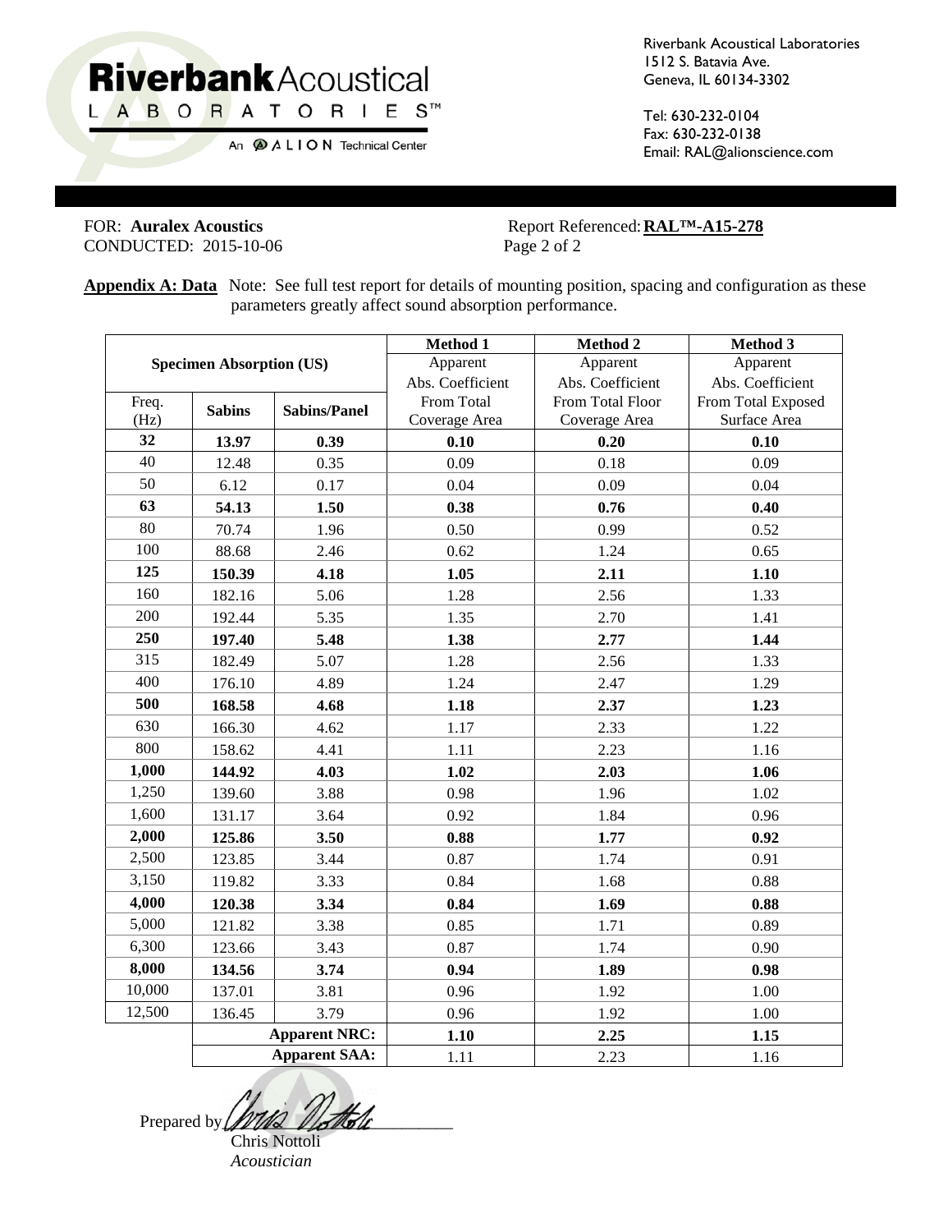Riverbank Acoustical Laboratories
1512 S. Batavia Ave.
Geneva, IL 60134-3302

Tel: 630-232-0104
Fax: 630-232-0138
Email: RAL@alionscience.com

FOR: **Auralex Acoustics**
CONDUCTED: 2015-10-06

Report Referenced: **RAL™-A15-278**

**Appendix A: Data** Note: See full test report for details of mounting position, spacing and configuration as these parameters greatly affect sound absorption performance.

| Specimen Absorption (US) | | | Method 1 | Method 2 | Method 3 |
|---|---|---|---|---|---|
| | | | Apparent Abs. Coefficient | Apparent Abs. Coefficient | Apparent Abs. Coefficient |
| Freq. (Hz) | Sabins | Sabins/Panel | From Total Coverage Area | From Total Floor Coverage Area | From Total Exposed Surface Area |
| **32** | **13.97** | **0.39** | **0.10** | **0.20** | **0.10** |
| 40 | 12.48 | 0.35 | 0.09 | 0.18 | 0.09 |
| 50 | 6.12 | 0.17 | 0.04 | 0.09 | 0.04 |
| **63** | **54.13** | **1.50** | **0.38** | **0.76** | **0.40** |
| 80 | 70.74 | 1.96 | 0.50 | 0.99 | 0.52 |
| 100 | 88.68 | 2.46 | 0.62 | 1.24 | 0.65 |
| **125** | **150.39** | **4.18** | **1.05** | **2.11** | **1.10** |
| 160 | 182.16 | 5.06 | 1.28 | 2.56 | 1.33 |
| 200 | 192.44 | 5.35 | 1.35 | 2.70 | 1.41 |
| **250** | **197.40** | **5.48** | **1.38** | **2.77** | **1.44** |
| 315 | 182.49 | 5.07 | 1.28 | 2.56 | 1.33 |
| 400 | 176.10 | 4.89 | 1.24 | 2.47 | 1.29 |
| **500** | **168.58** | **4.68** | **1.18** | **2.37** | **1.23** |
| 630 | 166.30 | 4.62 | 1.17 | 2.33 | 1.22 |
| 800 | 158.62 | 4.41 | 1.11 | 2.23 | 1.16 |
| **1,000** | **144.92** | **4.03** | **1.02** | **2.03** | **1.06** |
| 1,250 | 139.60 | 3.88 | 0.98 | 1.96 | 1.02 |
| 1,600 | 131.17 | 3.64 | 0.92 | 1.84 | 0.96 |
| **2,000** | **125.86** | **3.50** | **0.88** | **1.77** | **0.92** |
| 2,500 | 123.85 | 3.44 | 0.87 | 1.74 | 0.91 |
| 3,150 | 119.82 | 3.33 | 0.84 | 1.68 | 0.88 |
| **4,000** | **120.38** | **3.34** | **0.84** | **1.69** | **0.88** |
| 5,000 | 121.82 | 3.38 | 0.85 | 1.71 | 0.89 |
| 6,300 | 123.66 | 3.43 | 0.87 | 1.74 | 0.90 |
| **8,000** | **134.56** | **3.74** | **0.94** | **1.89** | **0.98** |
| 10,000 | 137.01 | 3.81 | 0.96 | 1.92 | 1.00 |
| 12,500 | 136.45 | 3.79 | 0.96 | 1.92 | 1.00 |
| | **Apparent NRC:** | | **1.10** | **2.25** | **1.15** |
| | **Apparent SAA:** | | 1.11 | 2.23 | 1.16 |

Prepared by ____________________
Chris Nottoli
*Acoustician*